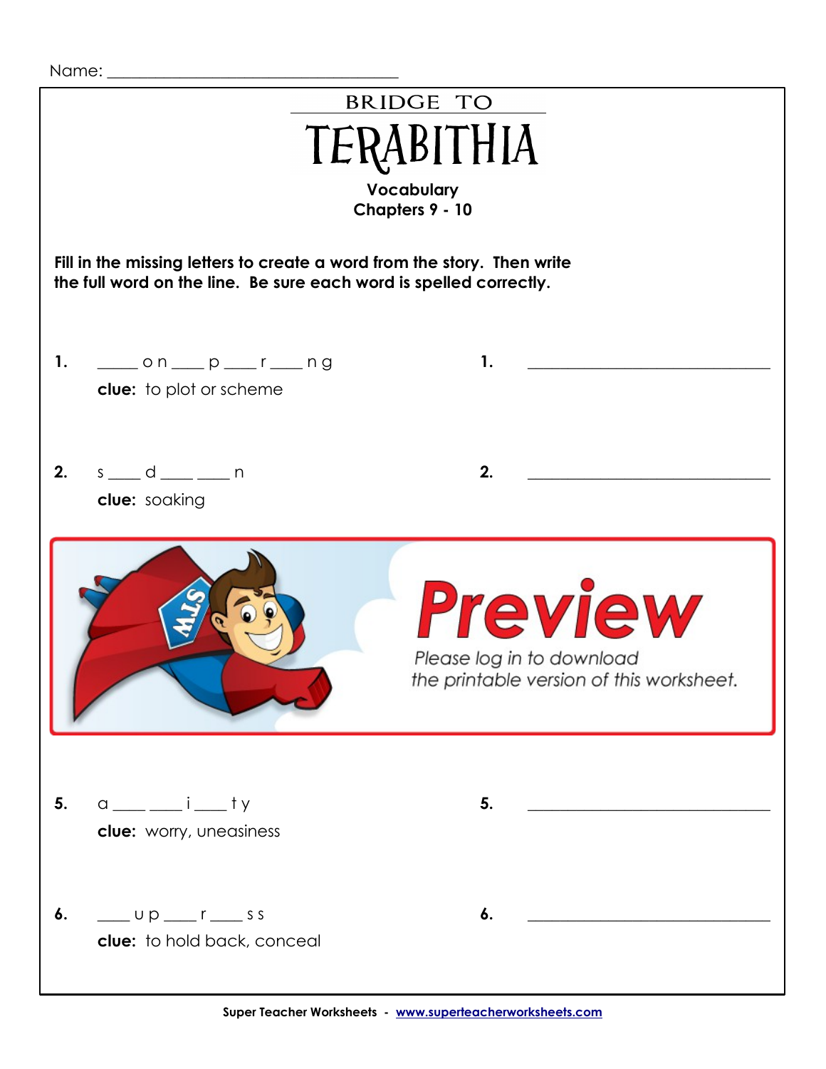Name: ___________________________________

# BRIDGE TO TERABITHIA

**Vocabulary**
**Chapters 9 - 10**

**Fill in the missing letters to create a word from the story. Then write the full word on the line. Be sure each word is spelled correctly.**

**1.** ____ o n ____ p ____ r ____ n g **1.** ______________________________

**clue:** to plot or scheme

**2.** s ____ d ____ ____ n **2.** ______________________________

**clue:** soaking

Preview

Please log in to download the printable version of this worksheet.

**5.** a ____ ____ i ____ t y **5.** ______________________________

**clue:** worry, uneasiness

**6.** ____ u p ____ r ____ s s **6.** ______________________________

**clue:** to hold back, conceal

Super Teacher Worksheets - www.superteacherworksheets.com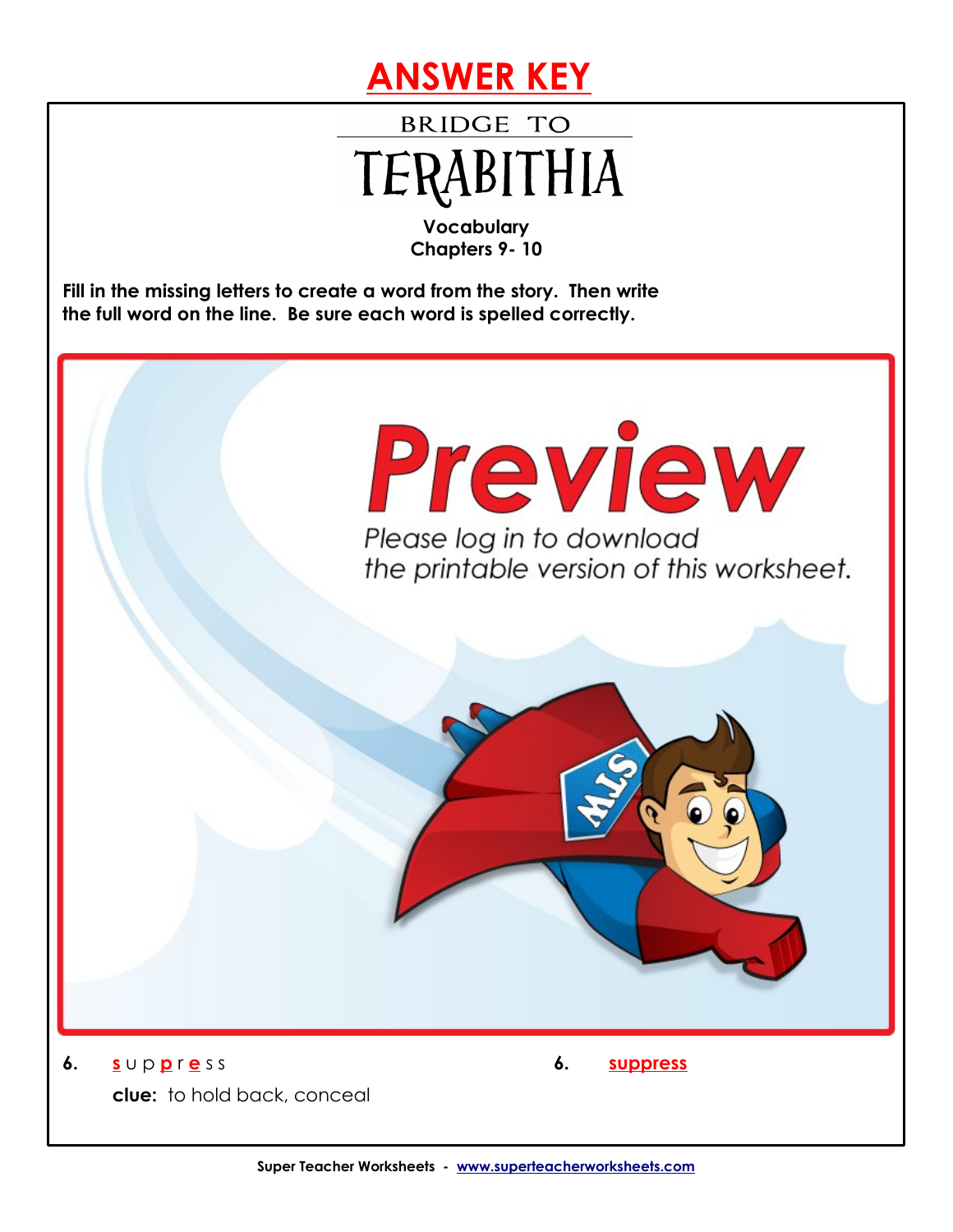# ANSWER KEY

## BRIDGE TO TERABITHIA

**Vocabulary**
**Chapters 9- 10**

**Fill in the missing letters to create a word from the story. Then write the full word on the line. Be sure each word is spelled correctly.**

Preview

Please log in to download the printable version of this worksheet.

**6.** **s** u p **p** r **e** s s

**clue:** to hold back, conceal

**6.** **suppress**

**Super Teacher Worksheets** - www.superteacherworksheets.com